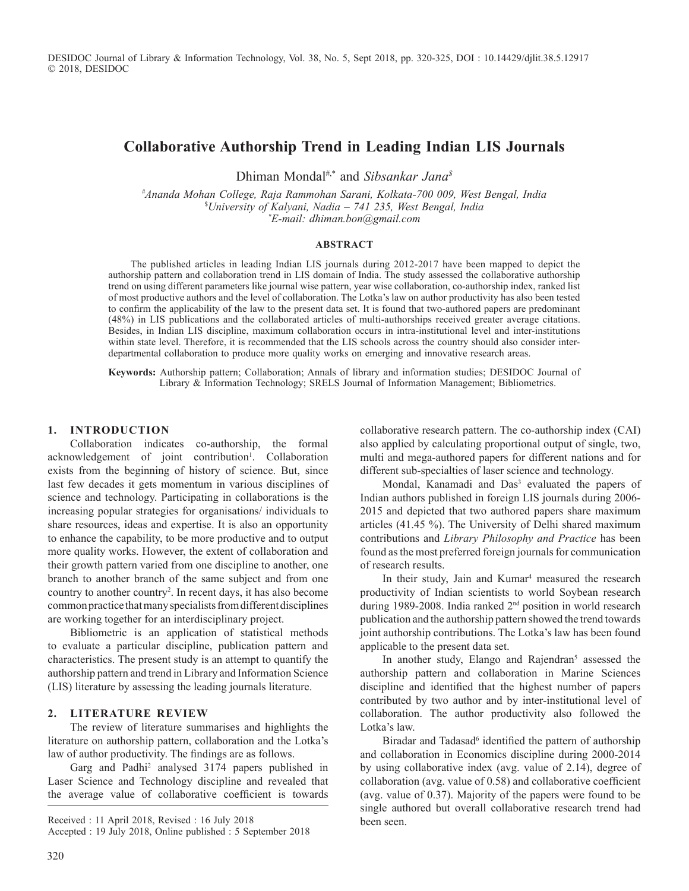# Collaborative Authorship Trend in Leading Indian LIS Journals

Dhiman Mondal[#,*] and *Sibsankar Jana*[$]

*[#]Ananda Mohan College, Raja Rammohan Sarani, Kolkata-700 009, West Bengal, India*
*[$]University of Kalyani, Nadia – 741 235, West Bengal, India*
*[*]E-mail: dhiman.bon@gmail.com*

### ABSTRACT

The published articles in leading Indian LIS journals during 2012-2017 have been mapped to depict the authorship pattern and collaboration trend in LIS domain of India. The study assessed the collaborative authorship trend on using different parameters like journal wise pattern, year wise collaboration, co-authorship index, ranked list of most productive authors and the level of collaboration. The Lotka's law on author productivity has also been tested to confirm the applicability of the law to the present data set. It is found that two-authored papers are predominant (48%) in LIS publications and the collaborated articles of multi-authorships received greater average citations. Besides, in Indian LIS discipline, maximum collaboration occurs in intra-institutional level and inter-institutions within state level. Therefore, it is recommended that the LIS schools across the country should also consider inter-departmental collaboration to produce more quality works on emerging and innovative research areas.

**Keywords:** Authorship pattern; Collaboration; Annals of library and information studies; DESIDOC Journal of Library & Information Technology; SRELS Journal of Information Management; Bibliometrics.

## 1. INTRODUCTION

Collaboration indicates co-authorship, the formal acknowledgement of joint contribution[1]. Collaboration exists from the beginning of history of science. But, since last few decades it gets momentum in various disciplines of science and technology. Participating in collaborations is the increasing popular strategies for organisations/ individuals to share resources, ideas and expertise. It is also an opportunity to enhance the capability, to be more productive and to output more quality works. However, the extent of collaboration and their growth pattern varied from one discipline to another, one branch to another branch of the same subject and from one country to another country[2]. In recent days, it has also become common practice that many specialists from different disciplines are working together for an interdisciplinary project.

Bibliometric is an application of statistical methods to evaluate a particular discipline, publication pattern and characteristics. The present study is an attempt to quantify the authorship pattern and trend in Library and Information Science (LIS) literature by assessing the leading journals literature.

## 2. LITERATURE REVIEW

The review of literature summarises and highlights the literature on authorship pattern, collaboration and the Lotka's law of author productivity. The findings are as follows.

Garg and Padhi[2] analysed 3174 papers published in Laser Science and Technology discipline and revealed that the average value of collaborative coefficient is towards collaborative research pattern. The co-authorship index (CAI) also applied by calculating proportional output of single, two, multi and mega-authored papers for different nations and for different sub-specialties of laser science and technology.

Mondal, Kanamadi and Das[3] evaluated the papers of Indian authors published in foreign LIS journals during 2006-2015 and depicted that two authored papers share maximum articles (41.45 %). The University of Delhi shared maximum contributions and *Library Philosophy and Practice* has been found as the most preferred foreign journals for communication of research results.

In their study, Jain and Kumar[4] measured the research productivity of Indian scientists to world Soybean research during 1989-2008. India ranked 2nd position in world research publication and the authorship pattern showed the trend towards joint authorship contributions. The Lotka's law has been found applicable to the present data set.

In another study, Elango and Rajendran[5] assessed the authorship pattern and collaboration in Marine Sciences discipline and identified that the highest number of papers contributed by two author and by inter-institutional level of collaboration. The author productivity also followed the Lotka's law.

Biradar and Tadasad[6] identified the pattern of authorship and collaboration in Economics discipline during 2000-2014 by using collaborative index (avg. value of 2.14), degree of collaboration (avg. value of 0.58) and collaborative coefficient (avg. value of 0.37). Majority of the papers were found to be single authored but overall collaborative research trend had been seen.

Received : 11 April 2018, Revised : 16 July 2018
Accepted : 19 July 2018, Online published : 5 September 2018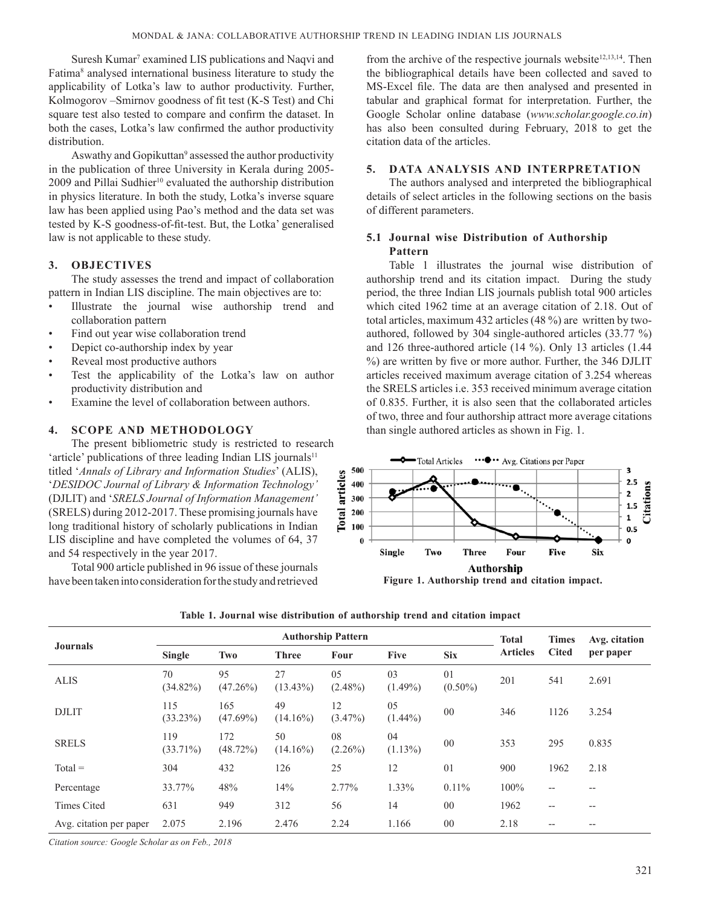Suresh Kumar[7] examined LIS publications and Naqvi and Fatima[8] analysed international business literature to study the applicability of Lotka's law to author productivity. Further, Kolmogorov –Smirnov goodness of fit test (K-S Test) and Chi square test also tested to compare and confirm the dataset. In both the cases, Lotka's law confirmed the author productivity distribution.

Aswathy and Gopikuttan[9] assessed the author productivity in the publication of three University in Kerala during 2005-2009 and Pillai Sudhier[10] evaluated the authorship distribution in physics literature. In both the study, Lotka's inverse square law has been applied using Pao's method and the data set was tested by K-S goodness-of-fit-test. But, the Lotka' generalised law is not applicable to these study.

## 3. OBJECTIVES

The study assesses the trend and impact of collaboration pattern in Indian LIS discipline. The main objectives are to:

- Illustrate the journal wise authorship trend and collaboration pattern
- Find out year wise collaboration trend
- Depict co-authorship index by year
- Reveal most productive authors
- Test the applicability of the Lotka's law on author productivity distribution and
- Examine the level of collaboration between authors.

## 4. SCOPE AND METHODOLOGY

The present bibliometric study is restricted to research 'article' publications of three leading Indian LIS journals[11] titled '*Annals of Library and Information Studies*' (ALIS), '*DESIDOC Journal of Library & Information Technology'* (DJLIT) and '*SRELS Journal of Information Management'* (SRELS) during 2012-2017. These promising journals have long traditional history of scholarly publications in Indian LIS discipline and have completed the volumes of 64, 37 and 54 respectively in the year 2017.

Total 900 article published in 96 issue of these journals have been taken into consideration for the study and retrieved from the archive of the respective journals website[12,13,14]. Then the bibliographical details have been collected and saved to MS-Excel file. The data are then analysed and presented in tabular and graphical format for interpretation. Further, the Google Scholar online database (*www.scholar.google.co.in*) has also been consulted during February, 2018 to get the citation data of the articles.

## 5. DATA ANALYSIS AND INTERPRETATION

The authors analysed and interpreted the bibliographical details of select articles in the following sections on the basis of different parameters.

### 5.1 Journal wise Distribution of Authorship Pattern

Table 1 illustrates the journal wise distribution of authorship trend and its citation impact. During the study period, the three Indian LIS journals publish total 900 articles which cited 1962 time at an average citation of 2.18. Out of total articles, maximum 432 articles (48 %) are written by two-authored, followed by 304 single-authored articles (33.77 %) and 126 three-authored article (14 %). Only 13 articles (1.44 %) are written by five or more author. Further, the 346 DJLIT articles received maximum average citation of 3.254 whereas the SRELS articles i.e. 353 received minimum average citation of 0.835. Further, it is also seen that the collaborated articles of two, three and four authorship attract more average citations than single authored articles as shown in Fig. 1.

**Figure 1. Authorship trend and citation impact.**

**Table 1. Journal wise distribution of authorship trend and citation impact**

| Journals | Authorship Pattern | | | | | | Total Articles | Times Cited | Avg. citation per paper |
|---|---|---|---|---|---|---|---|---|---|
| | Single | Two | Three | Four | Five | Six | | | |
| ALIS | 70 (34.82%) | 95 (47.26%) | 27 (13.43%) | 05 (2.48%) | 03 (1.49%) | 01 (0.50%) | 201 | 541 | 2.691 |
| DJLIT | 115 (33.23%) | 165 (47.69%) | 49 (14.16%) | 12 (3.47%) | 05 (1.44%) | 00 | 346 | 1126 | 3.254 |
| SRELS | 119 (33.71%) | 172 (48.72%) | 50 (14.16%) | 08 (2.26%) | 04 (1.13%) | 00 | 353 | 295 | 0.835 |
| Total = | 304 | 432 | 126 | 25 | 12 | 01 | 900 | 1962 | 2.18 |
| Percentage | 33.77% | 48% | 14% | 2.77% | 1.33% | 0.11% | 100% | -- | -- |
| Times Cited | 631 | 949 | 312 | 56 | 14 | 00 | 1962 | -- | -- |
| Avg. citation per paper | 2.075 | 2.196 | 2.476 | 2.24 | 1.166 | 00 | 2.18 | -- | -- |

*Citation source: Google Scholar as on Feb., 2018*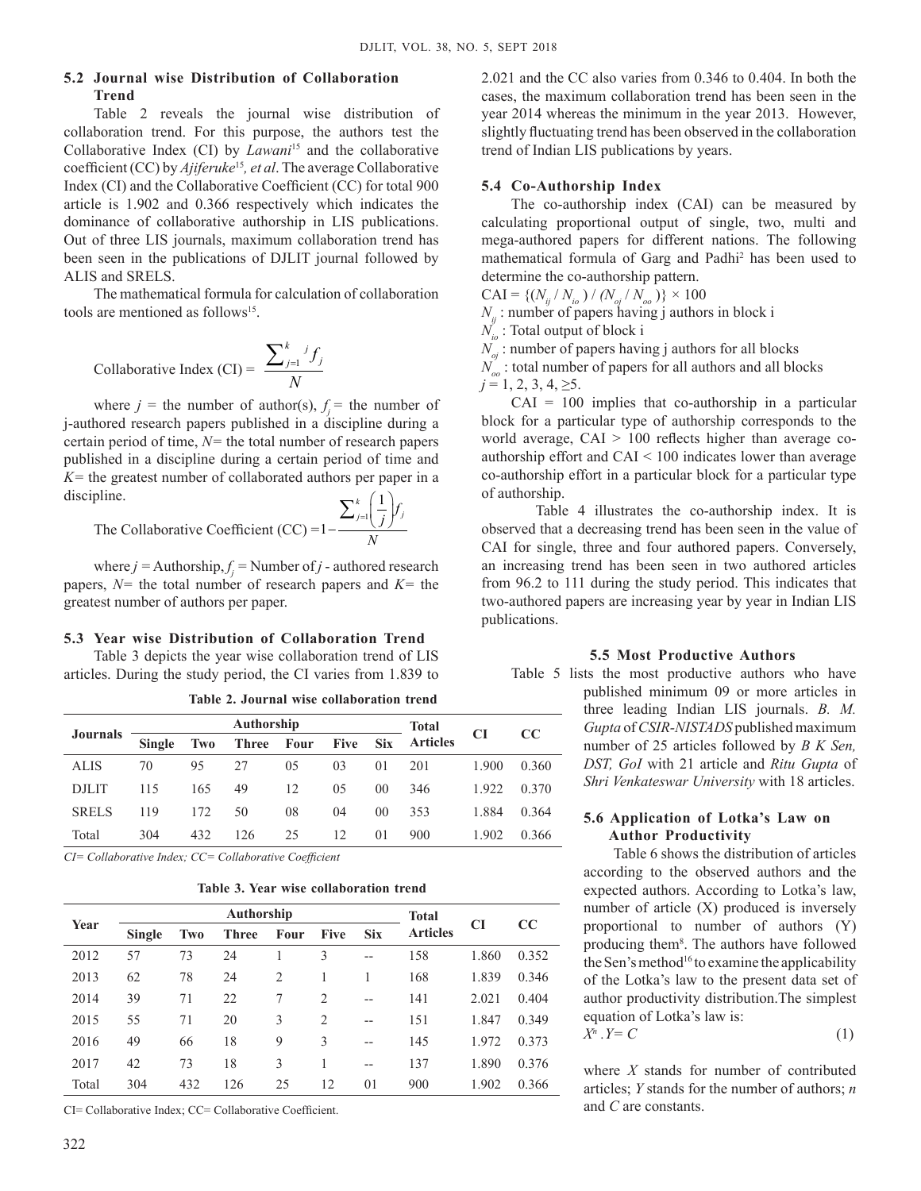## 5.2 Journal wise Distribution of Collaboration Trend

Table 2 reveals the journal wise distribution of collaboration trend. For this purpose, the authors test the Collaborative Index (CI) by *Lawani*[15] and the collaborative coefficient (CC) by *Ajiferuke*[15]*, et al*. The average Collaborative Index (CI) and the Collaborative Coefficient (CC) for total 900 article is 1.902 and 0.366 respectively which indicates the dominance of collaborative authorship in LIS publications. Out of three LIS journals, maximum collaboration trend has been seen in the publications of DJLIT journal followed by ALIS and SRELS.

The mathematical formula for calculation of collaboration tools are mentioned as follows[15].

$$\text{Collaborative Index (CI)} = \frac{\sum_{j=1}^{k} j f_j}{N}$$

where $j$ = the number of author(s), $f_j$ = the number of j-authored research papers published in a discipline during a certain period of time, $N$= the total number of research papers published in a discipline during a certain period of time and $K$= the greatest number of collaborated authors per paper in a discipline.

$$\text{The Collaborative Coefficient (CC)} = 1 - \frac{\sum_{j=1}^{k}\left(\frac{1}{j}\right) f_j}{N}$$

where $j$ = Authorship, $f_j$ = Number of $j$ - authored research papers, $N$= the total number of research papers and $K$= the greatest number of authors per paper.

## 5.3 Year wise Distribution of Collaboration Trend

Table 3 depicts the year wise collaboration trend of LIS articles. During the study period, the CI varies from 1.839 to 2.021 and the CC also varies from 0.346 to 0.404. In both the cases, the maximum collaboration trend has been seen in the year 2014 whereas the minimum in the year 2013. However, slightly fluctuating trend has been observed in the collaboration trend of Indian LIS publications by years.

**Table 2. Journal wise collaboration trend**

| Journals | Authorship | | | | | | Total Articles | CI | CC |
|---|---|---|---|---|---|---|---|---|---|
| | Single | Two | Three | Four | Five | Six | | | |
| ALIS | 70 | 95 | 27 | 05 | 03 | 01 | 201 | 1.900 | 0.360 |
| DJLIT | 115 | 165 | 49 | 12 | 05 | 00 | 346 | 1.922 | 0.370 |
| SRELS | 119 | 172 | 50 | 08 | 04 | 00 | 353 | 1.884 | 0.364 |
| Total | 304 | 432 | 126 | 25 | 12 | 01 | 900 | 1.902 | 0.366 |

*CI= Collaborative Index; CC= Collaborative Coefficient*

**Table 3. Year wise collaboration trend**

| Year | Authorship | | | | | | Total Articles | CI | CC |
|---|---|---|---|---|---|---|---|---|---|
| | Single | Two | Three | Four | Five | Six | | | |
| 2012 | 57 | 73 | 24 | 1 | 3 | -- | 158 | 1.860 | 0.352 |
| 2013 | 62 | 78 | 24 | 2 | 1 | 1 | 168 | 1.839 | 0.346 |
| 2014 | 39 | 71 | 22 | 7 | 2 | -- | 141 | 2.021 | 0.404 |
| 2015 | 55 | 71 | 20 | 3 | 2 | -- | 151 | 1.847 | 0.349 |
| 2016 | 49 | 66 | 18 | 9 | 3 | -- | 145 | 1.972 | 0.373 |
| 2017 | 42 | 73 | 18 | 3 | 1 | -- | 137 | 1.890 | 0.376 |
| Total | 304 | 432 | 126 | 25 | 12 | 01 | 900 | 1.902 | 0.366 |

CI= Collaborative Index; CC= Collaborative Coefficient.

## 5.4 Co-Authorship Index

The co-authorship index (CAI) can be measured by calculating proportional output of single, two, multi and mega-authored papers for different nations. The following mathematical formula of Garg and Padhi[2] has been used to determine the co-authorship pattern.

$\text{CAI} = \{(N_{ij} / N_{io}) / (N_{oj} / N_{oo})\} \times 100$

$N_{ij}$ : number of papers having j authors in block i

$N_{io}$ : Total output of block i

$N_{oj}$ : number of papers having j authors for all blocks

$N_{oo}$ : total number of papers for all authors and all blocks

$j = 1, 2, 3, 4, \geq 5$.

CAI = 100 implies that co-authorship in a particular block for a particular type of authorship corresponds to the world average, CAI > 100 reflects higher than average co-authorship effort and CAI < 100 indicates lower than average co-authorship effort in a particular block for a particular type of authorship.

Table 4 illustrates the co-authorship index. It is observed that a decreasing trend has been seen in the value of CAI for single, three and four authored papers. Conversely, an increasing trend has been seen in two authored articles from 96.2 to 111 during the study period. This indicates that two-authored papers are increasing year by year in Indian LIS publications.

## 5.5 Most Productive Authors

Table 5 lists the most productive authors who have published minimum 09 or more articles in three leading Indian LIS journals. *B. M. Gupta* of *CSIR-NISTADS* published maximum number of 25 articles followed by *B K Sen, DST, GoI* with 21 article and *Ritu Gupta* of *Shri Venkateswar University* with 18 articles.

## 5.6 Application of Lotka's Law on Author Productivity

Table 6 shows the distribution of articles according to the observed authors and the expected authors. According to Lotka's law, number of article (X) produced is inversely proportional to number of authors (Y) producing them[8]. The authors have followed the Sen's method[16] to examine the applicability of the Lotka's law to the present data set of author productivity distribution.The simplest equation of Lotka's law is:

$$X^n \cdot Y = C \quad (1)$$

where $X$ stands for number of contributed articles; $Y$ stands for the number of authors; $n$ and $C$ are constants.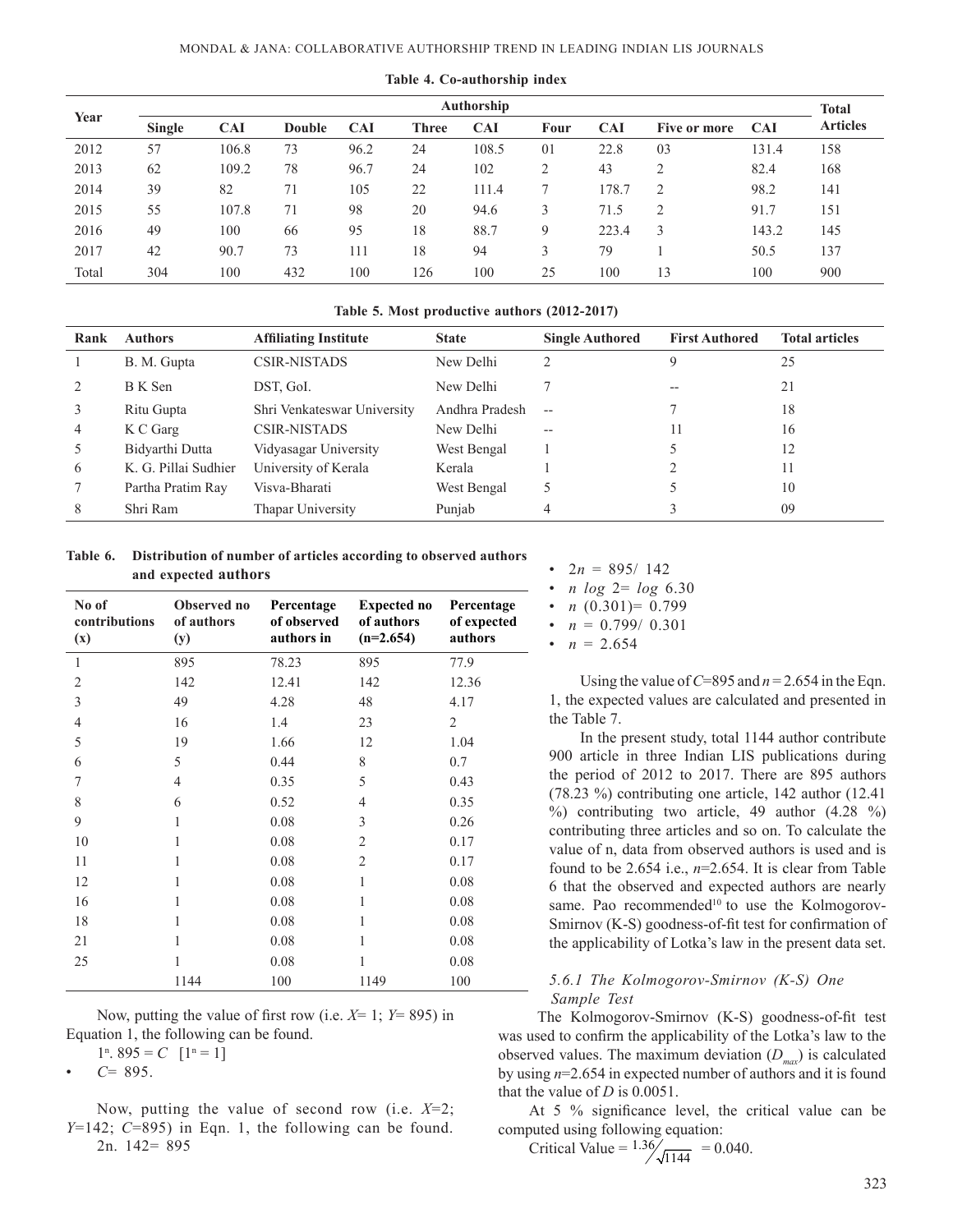**Table 4. Co-authorship index**

| Year | Authorship | | | | | | | | | | Total Articles |
|---|---|---|---|---|---|---|---|---|---|---|---|
| | Single | CAI | Double | CAI | Three | CAI | Four | CAI | Five or more | CAI | |
| 2012 | 57 | 106.8 | 73 | 96.2 | 24 | 108.5 | 01 | 22.8 | 03 | 131.4 | 158 |
| 2013 | 62 | 109.2 | 78 | 96.7 | 24 | 102 | 2 | 43 | 2 | 82.4 | 168 |
| 2014 | 39 | 82 | 71 | 105 | 22 | 111.4 | 7 | 178.7 | 2 | 98.2 | 141 |
| 2015 | 55 | 107.8 | 71 | 98 | 20 | 94.6 | 3 | 71.5 | 2 | 91.7 | 151 |
| 2016 | 49 | 100 | 66 | 95 | 18 | 88.7 | 9 | 223.4 | 3 | 143.2 | 145 |
| 2017 | 42 | 90.7 | 73 | 111 | 18 | 94 | 3 | 79 | 1 | 50.5 | 137 |
| Total | 304 | 100 | 432 | 100 | 126 | 100 | 25 | 100 | 13 | 100 | 900 |

**Table 5. Most productive authors (2012-2017)**

| Rank | Authors | Affiliating Institute | State | Single Authored | First Authored | Total articles |
|---|---|---|---|---|---|---|
| 1 | B. M. Gupta | CSIR-NISTADS | New Delhi | 2 | 9 | 25 |
| 2 | B K Sen | DST, GoI. | New Delhi | 7 | -- | 21 |
| 3 | Ritu Gupta | Shri Venkateswar University | Andhra Pradesh | -- | 7 | 18 |
| 4 | K C Garg | CSIR-NISTADS | New Delhi | -- | 11 | 16 |
| 5 | Bidyarthi Dutta | Vidyasagar University | West Bengal | 1 | 5 | 12 |
| 6 | K. G. Pillai Sudhier | University of Kerala | Kerala | 1 | 2 | 11 |
| 7 | Partha Pratim Ray | Visva-Bharati | West Bengal | 5 | 5 | 10 |
| 8 | Shri Ram | Thapar University | Punjab | 4 | 3 | 09 |

**Table 6. Distribution of number of articles according to observed authors and expected authors**

| No of contributions (x) | Observed no of authors (y) | Percentage of observed authors in | Expected no of authors (n=2.654) | Percentage of expected authors |
|---|---|---|---|---|
| 1 | 895 | 78.23 | 895 | 77.9 |
| 2 | 142 | 12.41 | 142 | 12.36 |
| 3 | 49 | 4.28 | 48 | 4.17 |
| 4 | 16 | 1.4 | 23 | 2 |
| 5 | 19 | 1.66 | 12 | 1.04 |
| 6 | 5 | 0.44 | 8 | 0.7 |
| 7 | 4 | 0.35 | 5 | 0.43 |
| 8 | 6 | 0.52 | 4 | 0.35 |
| 9 | 1 | 0.08 | 3 | 0.26 |
| 10 | 1 | 0.08 | 2 | 0.17 |
| 11 | 1 | 0.08 | 2 | 0.17 |
| 12 | 1 | 0.08 | 1 | 0.08 |
| 16 | 1 | 0.08 | 1 | 0.08 |
| 18 | 1 | 0.08 | 1 | 0.08 |
| 21 | 1 | 0.08 | 1 | 0.08 |
| 25 | 1 | 0.08 | 1 | 0.08 |
| | 1144 | 100 | 1149 | 100 |

Now, putting the value of first row (i.e. $X$= 1; $Y$= 895) in Equation 1, the following can be found.

$1^n . 895 = C$ $[1^n = 1]$

- $C$= 895.

Now, putting the value of second row (i.e. $X$=2; $Y$=142; $C$=895) in Eqn. 1, the following can be found.

2n. 142= 895

- $2^n = 895/142$
- $n \log 2 = \log 6.30$
- $n\,(0.301) = 0.799$
- $n = 0.799/0.301$
- $n = 2.654$

Using the value of $C$=895 and $n$ = 2.654 in the Eqn. 1, the expected values are calculated and presented in the Table 7.

In the present study, total 1144 author contribute 900 article in three Indian LIS publications during the period of 2012 to 2017. There are 895 authors (78.23 %) contributing one article, 142 author (12.41 %) contributing two article, 49 author (4.28 %) contributing three articles and so on. To calculate the value of n, data from observed authors is used and is found to be 2.654 i.e., $n$=2.654. It is clear from Table 6 that the observed and expected authors are nearly same. Pao recommended[10] to use the Kolmogorov-Smirnov (K-S) goodness-of-fit test for confirmation of the applicability of Lotka's law in the present data set.

### *5.6.1 The Kolmogorov-Smirnov (K-S) One Sample Test*

The Kolmogorov-Smirnov (K-S) goodness-of-fit test was used to confirm the applicability of the Lotka's law to the observed values. The maximum deviation ($D_{max}$) is calculated by using $n$=2.654 in expected number of authors and it is found that the value of $D$ is 0.0051.

At 5 % significance level, the critical value can be computed using following equation:

$$\text{Critical Value} = \frac{1.36}{\sqrt{1144}} = 0.040.$$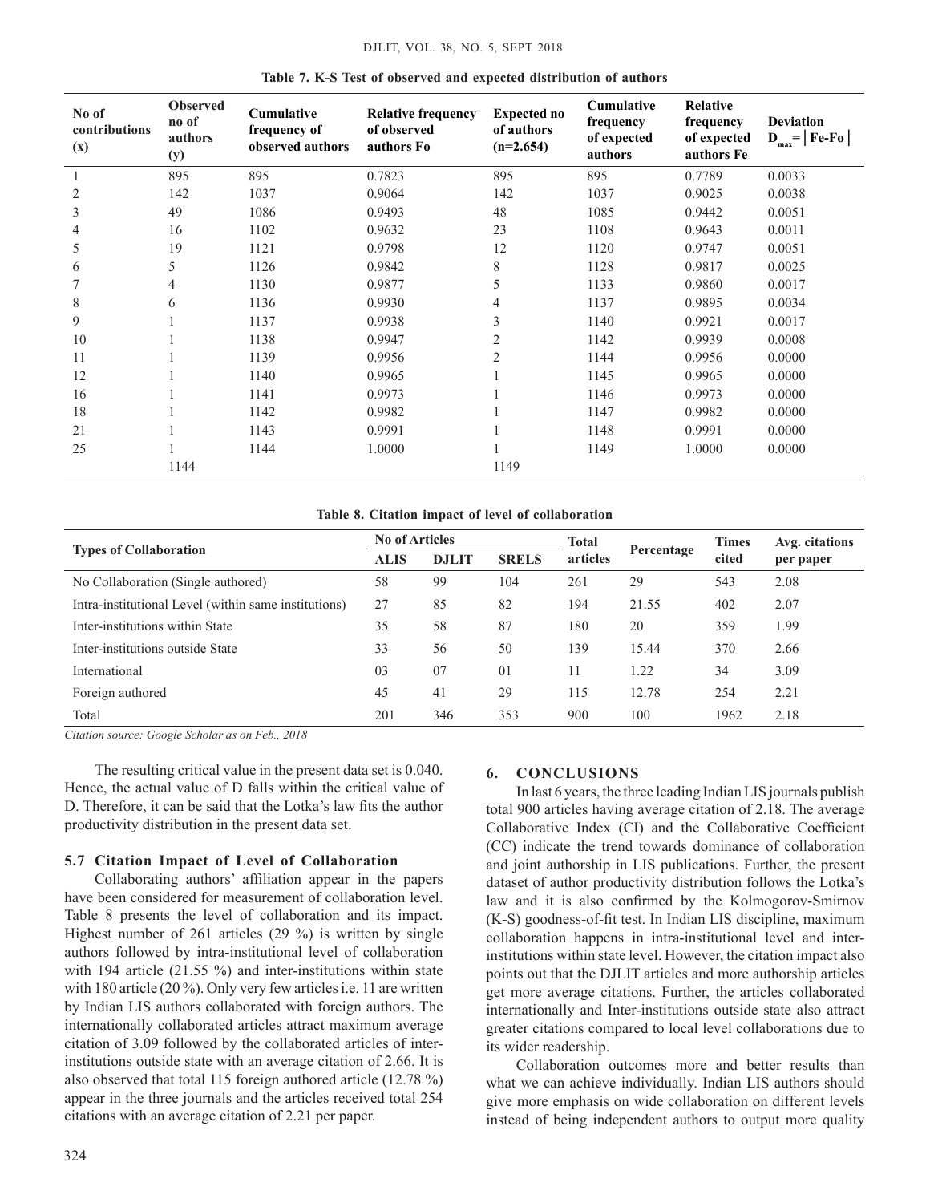**Table 7. K-S Test of observed and expected distribution of authors**

| No of contributions (x) | Observed no of authors (y) | Cumulative frequency of observed authors | Relative frequency of observed authors Fo | Expected no of authors (n=2.654) | Cumulative frequency of expected authors | Relative frequency of expected authors Fe | Deviation $D_{max}=\lvert Fe\text{-}Fo \rvert$ |
|---|---|---|---|---|---|---|---|
| 1 | 895 | 895 | 0.7823 | 895 | 895 | 0.7789 | 0.0033 |
| 2 | 142 | 1037 | 0.9064 | 142 | 1037 | 0.9025 | 0.0038 |
| 3 | 49 | 1086 | 0.9493 | 48 | 1085 | 0.9442 | 0.0051 |
| 4 | 16 | 1102 | 0.9632 | 23 | 1108 | 0.9643 | 0.0011 |
| 5 | 19 | 1121 | 0.9798 | 12 | 1120 | 0.9747 | 0.0051 |
| 6 | 5 | 1126 | 0.9842 | 8 | 1128 | 0.9817 | 0.0025 |
| 7 | 4 | 1130 | 0.9877 | 5 | 1133 | 0.9860 | 0.0017 |
| 8 | 6 | 1136 | 0.9930 | 4 | 1137 | 0.9895 | 0.0034 |
| 9 | 1 | 1137 | 0.9938 | 3 | 1140 | 0.9921 | 0.0017 |
| 10 | 1 | 1138 | 0.9947 | 2 | 1142 | 0.9939 | 0.0008 |
| 11 | 1 | 1139 | 0.9956 | 2 | 1144 | 0.9956 | 0.0000 |
| 12 | 1 | 1140 | 0.9965 | 1 | 1145 | 0.9965 | 0.0000 |
| 16 | 1 | 1141 | 0.9973 | 1 | 1146 | 0.9973 | 0.0000 |
| 18 | 1 | 1142 | 0.9982 | 1 | 1147 | 0.9982 | 0.0000 |
| 21 | 1 | 1143 | 0.9991 | 1 | 1148 | 0.9991 | 0.0000 |
| 25 | 1 | 1144 | 1.0000 | 1 | 1149 | 1.0000 | 0.0000 |
| | 1144 | | | 1149 | | | |

**Table 8. Citation impact of level of collaboration**

| Types of Collaboration | No of Articles | | | Total articles | Percentage | Times cited | Avg. citations per paper |
|---|---|---|---|---|---|---|---|
| | ALIS | DJLIT | SRELS | | | | |
| No Collaboration (Single authored) | 58 | 99 | 104 | 261 | 29 | 543 | 2.08 |
| Intra-institutional Level (within same institutions) | 27 | 85 | 82 | 194 | 21.55 | 402 | 2.07 |
| Inter-institutions within State | 35 | 58 | 87 | 180 | 20 | 359 | 1.99 |
| Inter-institutions outside State | 33 | 56 | 50 | 139 | 15.44 | 370 | 2.66 |
| International | 03 | 07 | 01 | 11 | 1.22 | 34 | 3.09 |
| Foreign authored | 45 | 41 | 29 | 115 | 12.78 | 254 | 2.21 |
| Total | 201 | 346 | 353 | 900 | 100 | 1962 | 2.18 |

*Citation source: Google Scholar as on Feb., 2018*

The resulting critical value in the present data set is 0.040. Hence, the actual value of D falls within the critical value of D. Therefore, it can be said that the Lotka's law fits the author productivity distribution in the present data set.

### 5.7 Citation Impact of Level of Collaboration

Collaborating authors' affiliation appear in the papers have been considered for measurement of collaboration level. Table 8 presents the level of collaboration and its impact. Highest number of 261 articles (29 %) is written by single authors followed by intra-institutional level of collaboration with 194 article (21.55 %) and inter-institutions within state with 180 article (20 %). Only very few articles i.e. 11 are written by Indian LIS authors collaborated with foreign authors. The internationally collaborated articles attract maximum average citation of 3.09 followed by the collaborated articles of inter-institutions outside state with an average citation of 2.66. It is also observed that total 115 foreign authored article (12.78 %) appear in the three journals and the articles received total 254 citations with an average citation of 2.21 per paper.

## 6. CONCLUSIONS

In last 6 years, the three leading Indian LIS journals publish total 900 articles having average citation of 2.18. The average Collaborative Index (CI) and the Collaborative Coefficient (CC) indicate the trend towards dominance of collaboration and joint authorship in LIS publications. Further, the present dataset of author productivity distribution follows the Lotka's law and it is also confirmed by the Kolmogorov-Smirnov (K-S) goodness-of-fit test. In Indian LIS discipline, maximum collaboration happens in intra-institutional level and inter-institutions within state level. However, the citation impact also points out that the DJLIT articles and more authorship articles get more average citations. Further, the articles collaborated internationally and Inter-institutions outside state also attract greater citations compared to local level collaborations due to its wider readership.

Collaboration outcomes more and better results than what we can achieve individually. Indian LIS authors should give more emphasis on wide collaboration on different levels instead of being independent authors to output more quality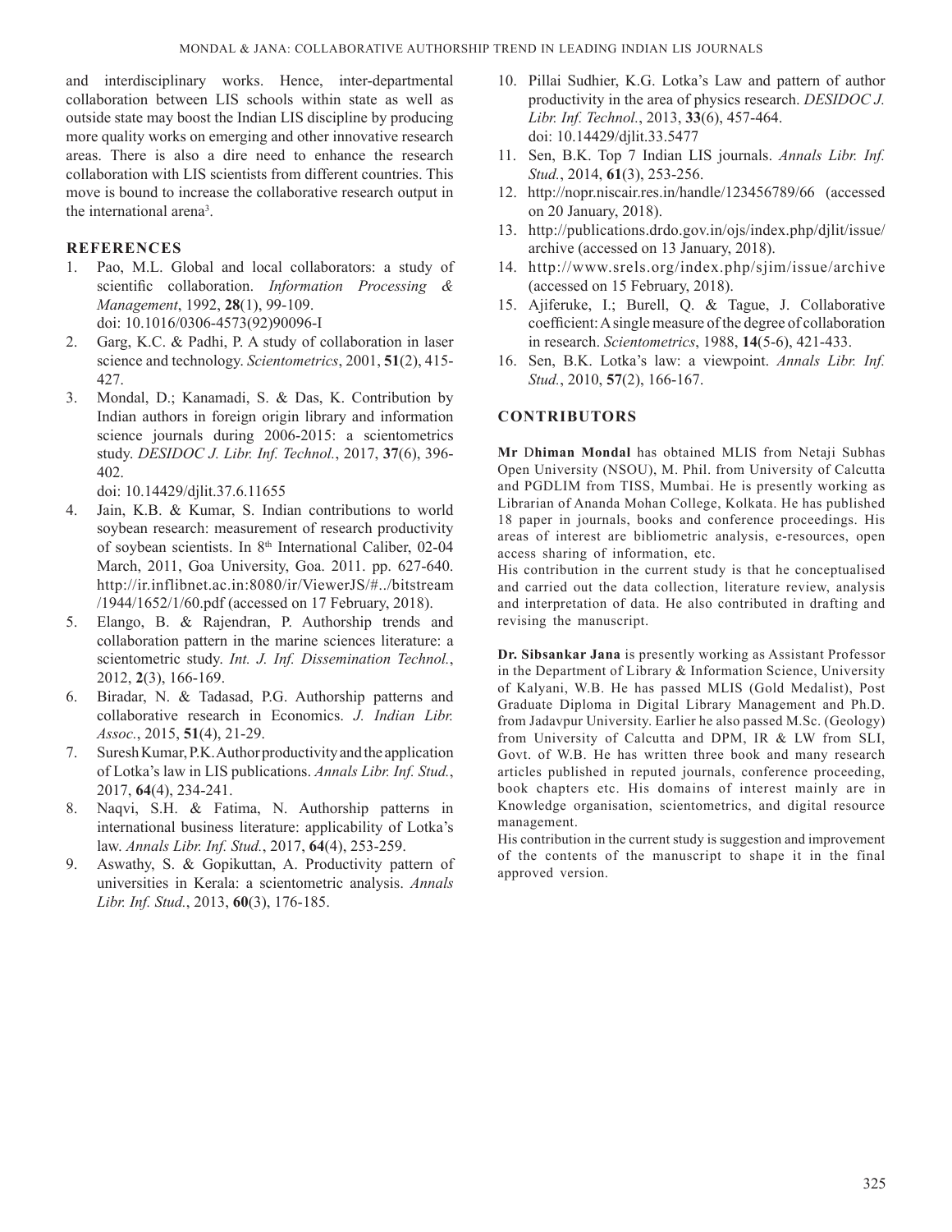and interdisciplinary works. Hence, inter-departmental collaboration between LIS schools within state as well as outside state may boost the Indian LIS discipline by producing more quality works on emerging and other innovative research areas. There is also a dire need to enhance the research collaboration with LIS scientists from different countries. This move is bound to increase the collaborative research output in the international arena[3].

## REFERENCES

1. Pao, M.L. Global and local collaborators: a study of scientific collaboration. *Information Processing & Management*, 1992, **28**(1), 99-109. doi: 10.1016/0306-4573(92)90096-I
2. Garg, K.C. & Padhi, P. A study of collaboration in laser science and technology. *Scientometrics*, 2001, **51**(2), 415-427.
3. Mondal, D.; Kanamadi, S. & Das, K. Contribution by Indian authors in foreign origin library and information science journals during 2006-2015: a scientometrics study. *DESIDOC J. Libr. Inf. Technol.*, 2017, **37**(6), 396-402. doi: 10.14429/djlit.37.6.11655
4. Jain, K.B. & Kumar, S. Indian contributions to world soybean research: measurement of research productivity of soybean scientists. In 8th International Caliber, 02-04 March, 2011, Goa University, Goa. 2011. pp. 627-640. http://ir.inflibnet.ac.in:8080/ir/ViewerJS/#../bitstream/1944/1652/1/60.pdf (accessed on 17 February, 2018).
5. Elango, B. & Rajendran, P. Authorship trends and collaboration pattern in the marine sciences literature: a scientometric study. *Int. J. Inf. Dissemination Technol.*, 2012, **2**(3), 166-169.
6. Biradar, N. & Tadasad, P.G. Authorship patterns and collaborative research in Economics. *J. Indian Libr. Assoc.*, 2015, **51**(4), 21-29.
7. Suresh Kumar, P.K. Author productivity and the application of Lotka's law in LIS publications. *Annals Libr. Inf. Stud.*, 2017, **64**(4), 234-241.
8. Naqvi, S.H. & Fatima, N. Authorship patterns in international business literature: applicability of Lotka's law. *Annals Libr. Inf. Stud.*, 2017, **64**(4), 253-259.
9. Aswathy, S. & Gopikuttan, A. Productivity pattern of universities in Kerala: a scientometric analysis. *Annals Libr. Inf. Stud.*, 2013, **60**(3), 176-185.
10. Pillai Sudhier, K.G. Lotka's Law and pattern of author productivity in the area of physics research. *DESIDOC J. Libr. Inf. Technol.*, 2013, **33**(6), 457-464. doi: 10.14429/djlit.33.5477
11. Sen, B.K. Top 7 Indian LIS journals. *Annals Libr. Inf. Stud.*, 2014, **61**(3), 253-256.
12. http://nopr.niscair.res.in/handle/123456789/66 (accessed on 20 January, 2018).
13. http://publications.drdo.gov.in/ojs/index.php/djlit/issue/archive (accessed on 13 January, 2018).
14. http://www.srels.org/index.php/sjim/issue/archive (accessed on 15 February, 2018).
15. Ajiferuke, I.; Burell, Q. & Tague, J. Collaborative coefficient: A single measure of the degree of collaboration in research. *Scientometrics*, 1988, **14**(5-6), 421-433.
16. Sen, B.K. Lotka's law: a viewpoint. *Annals Libr. Inf. Stud.*, 2010, **57**(2), 166-167.

## CONTRIBUTORS

**Mr Dhiman Mondal** has obtained MLIS from Netaji Subhas Open University (NSOU), M. Phil. from University of Calcutta and PGDLIM from TISS, Mumbai. He is presently working as Librarian of Ananda Mohan College, Kolkata. He has published 18 paper in journals, books and conference proceedings. His areas of interest are bibliometric analysis, e-resources, open access sharing of information, etc.

His contribution in the current study is that he conceptualised and carried out the data collection, literature review, analysis and interpretation of data. He also contributed in drafting and revising the manuscript.

**Dr. Sibsankar Jana** is presently working as Assistant Professor in the Department of Library & Information Science, University of Kalyani, W.B. He has passed MLIS (Gold Medalist), Post Graduate Diploma in Digital Library Management and Ph.D. from Jadavpur University. Earlier he also passed M.Sc. (Geology) from University of Calcutta and DPM, IR & LW from SLI, Govt. of W.B. He has written three book and many research articles published in reputed journals, conference proceeding, book chapters etc. His domains of interest mainly are in Knowledge organisation, scientometrics, and digital resource management.

His contribution in the current study is suggestion and improvement of the contents of the manuscript to shape it in the final approved version.